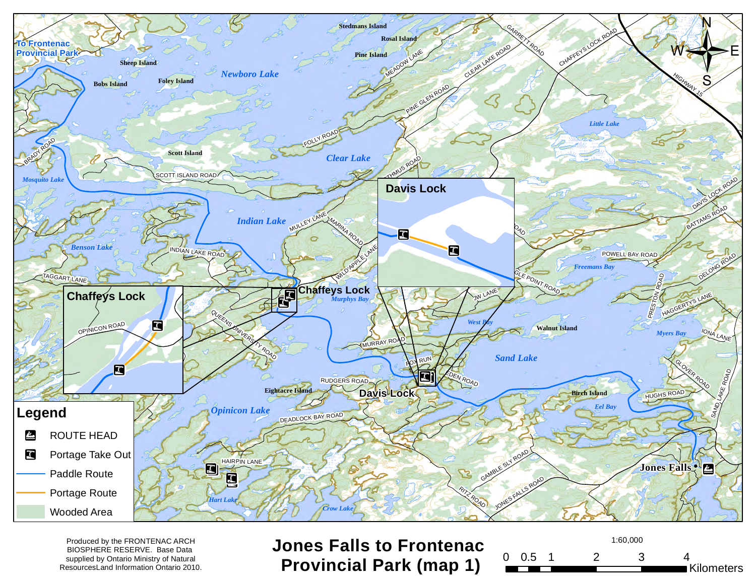# Jones Falls to Frontenac Provincial Park (map 1)

## Legend

- ROUTE HEAD
- Portage Take Out
- Paddle Route
- Portage Route
- Wooded Area

1:60,000

0 0.5 1 2 3 4 Kilometers

Produced by the FRONTENAC ARCH BIOSPHERE RESERVE. Base Data supplied by Ontario Ministry of Natural ResourcesLand Information Ontario 2010.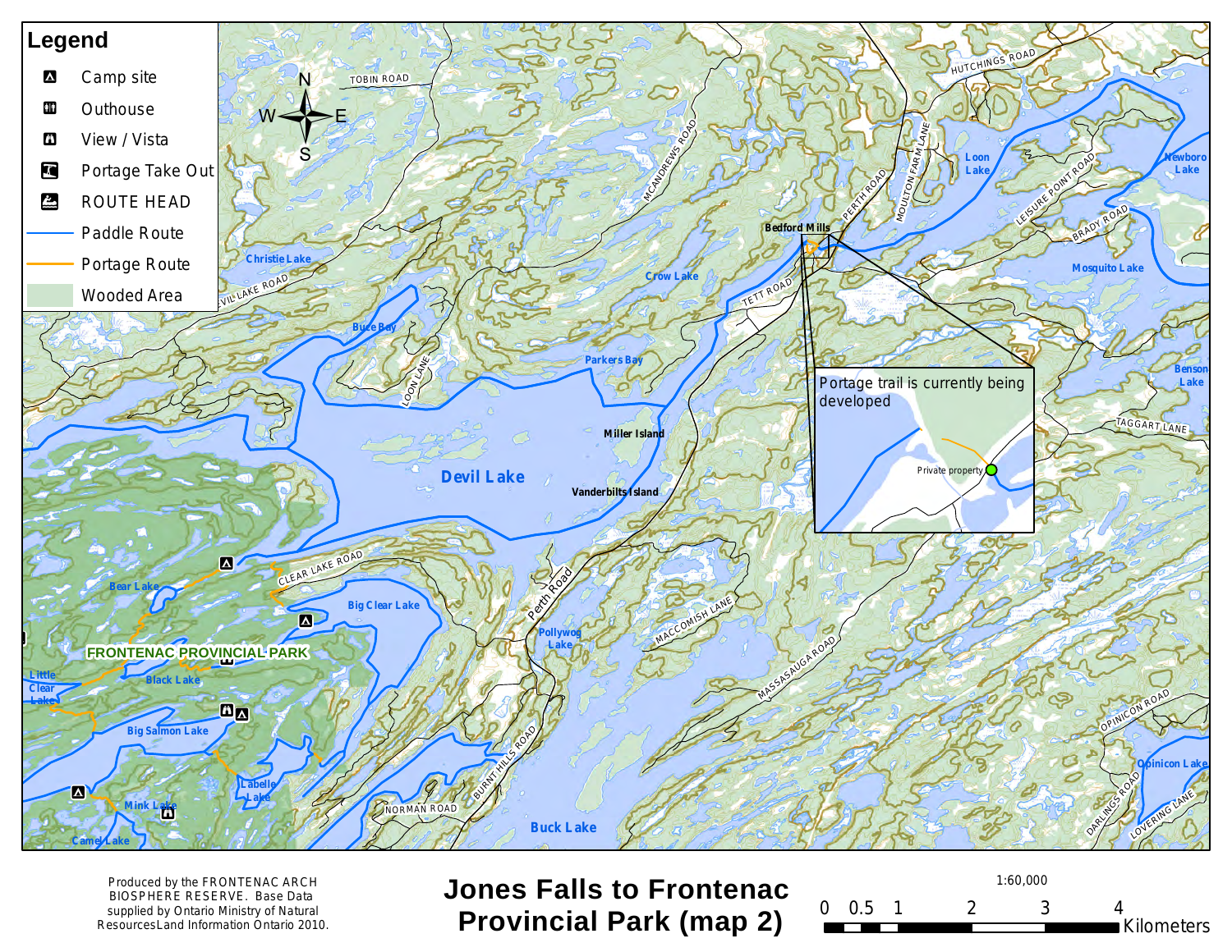# Jones Falls to Frontenac Provincial Park (map 2)

## Legend

- Camp site
- Outhouse
- View / Vista
- Portage Take Out
- ROUTE HEAD
- Paddle Route
- Portage Route
- Wooded Area

Portage trail is currently being developed

Private property

Produced by the FRONTENAC ARCH BIOSPHERE RESERVE. Base Data supplied by Ontario Ministry of Natural ResourcesLand Information Ontario 2010.

1:60,000

0 0.5 1 2 3 4 Kilometers